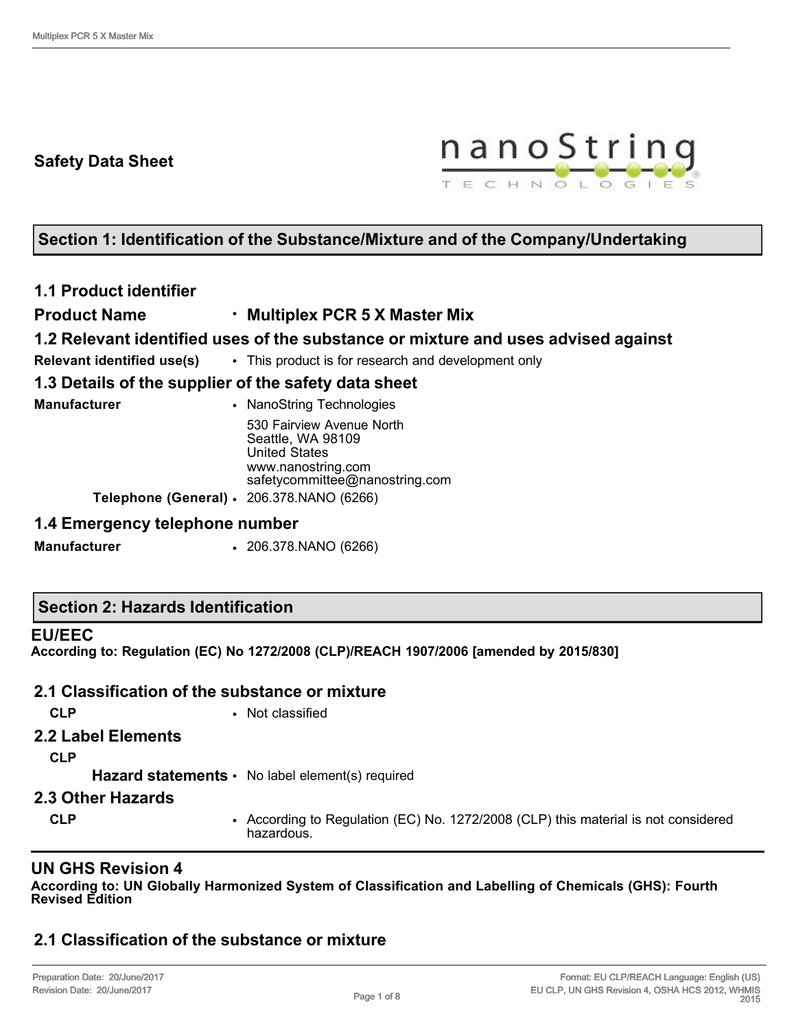# Safety Data Sheet

## Section 1: Identification of the Substance/Mixture and of the Company/Undertaking

### 1.1 Product identifier

**Product Name** • **Multiplex PCR 5 X Master Mix**

### 1.2 Relevant identified uses of the substance or mixture and uses advised against

**Relevant identified use(s)** • This product is for research and development only

### 1.3 Details of the supplier of the safety data sheet

**Manufacturer** • NanoString Technologies  
530 Fairview Avenue North  
Seattle, WA 98109  
United States  
www.nanostring.com  
safetycommittee@nanostring.com

**Telephone (General)** • 206.378.NANO (6266)

### 1.4 Emergency telephone number

**Manufacturer** • 206.378.NANO (6266)

## Section 2: Hazards Identification

### EU/EEC

**According to: Regulation (EC) No 1272/2008 (CLP)/REACH 1907/2006 [amended by 2015/830]**

### 2.1 Classification of the substance or mixture

**CLP** • Not classified

### 2.2 Label Elements

**CLP**

**Hazard statements** • No label element(s) required

### 2.3 Other Hazards

**CLP** • According to Regulation (EC) No. 1272/2008 (CLP) this material is not considered hazardous.

### UN GHS Revision 4

**According to: UN Globally Harmonized System of Classification and Labelling of Chemicals (GHS): Fourth Revised Edition**

### 2.1 Classification of the substance or mixture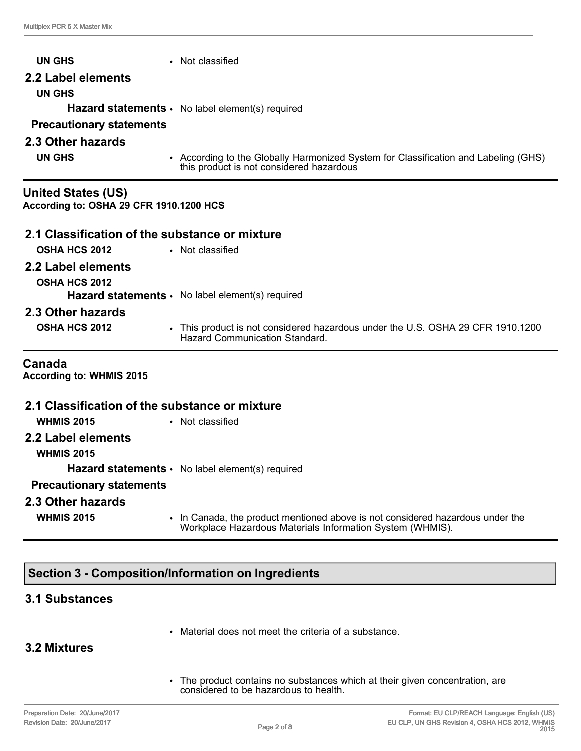**UN GHS** • Not classified

### 2.2 Label elements

**UN GHS**

**Hazard statements** • No label element(s) required

**Precautionary statements**

### 2.3 Other hazards

**UN GHS** • According to the Globally Harmonized System for Classification and Labeling (GHS) this product is not considered hazardous

## United States (US)

**According to: OSHA 29 CFR 1910.1200 HCS**

### 2.1 Classification of the substance or mixture

**OSHA HCS 2012** • Not classified

### 2.2 Label elements

**OSHA HCS 2012**

**Hazard statements** • No label element(s) required

### 2.3 Other hazards

**OSHA HCS 2012** • This product is not considered hazardous under the U.S. OSHA 29 CFR 1910.1200 Hazard Communication Standard.

## Canada

**According to: WHMIS 2015**

### 2.1 Classification of the substance or mixture

**WHMIS 2015** • Not classified

### 2.2 Label elements

**WHMIS 2015**

**Hazard statements** • No label element(s) required

**Precautionary statements**

### 2.3 Other hazards

**WHMIS 2015** • In Canada, the product mentioned above is not considered hazardous under the Workplace Hazardous Materials Information System (WHMIS).

## Section 3 - Composition/Information on Ingredients

### 3.1 Substances

- Material does not meet the criteria of a substance.

### 3.2 Mixtures

- The product contains no substances which at their given concentration, are considered to be hazardous to health.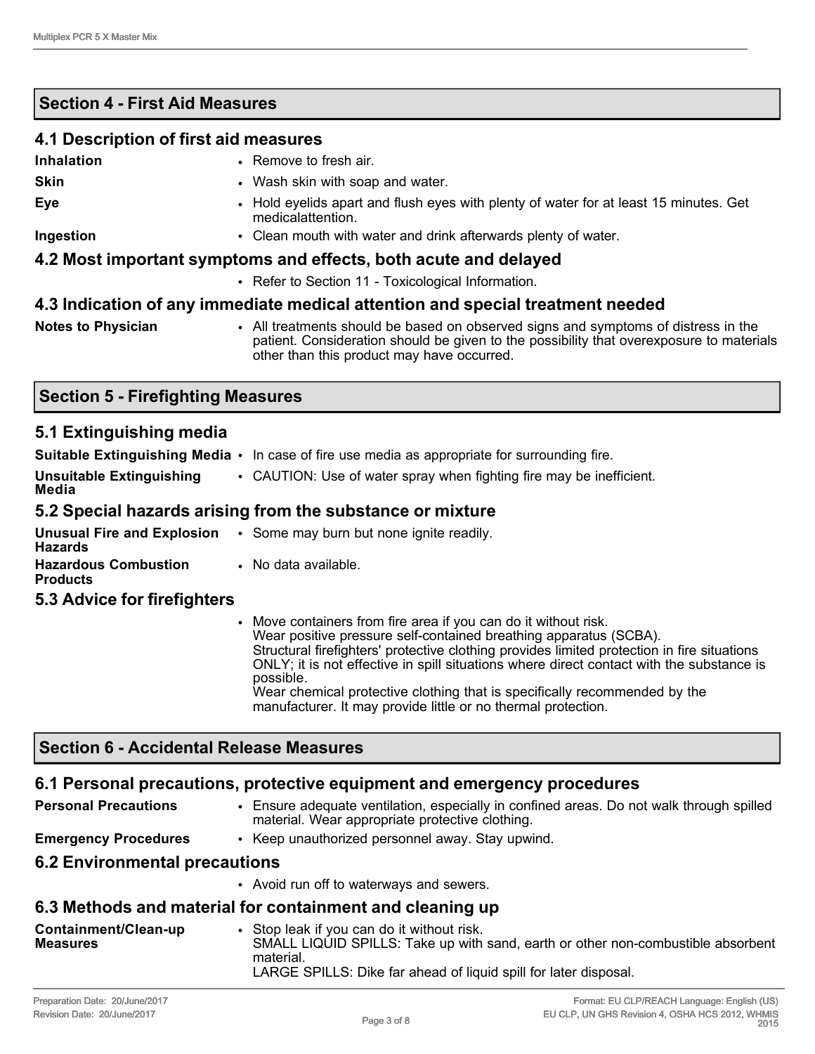## Section 4 - First Aid Measures

### 4.1 Description of first aid measures

**Inhalation**
- Remove to fresh air.

**Skin**
- Wash skin with soap and water.

**Eye**
- Hold eyelids apart and flush eyes with plenty of water for at least 15 minutes. Get medicalattention.

**Ingestion**
- Clean mouth with water and drink afterwards plenty of water.

### 4.2 Most important symptoms and effects, both acute and delayed

- Refer to Section 11 - Toxicological Information.

### 4.3 Indication of any immediate medical attention and special treatment needed

**Notes to Physician**
- All treatments should be based on observed signs and symptoms of distress in the patient. Consideration should be given to the possibility that overexposure to materials other than this product may have occurred.

## Section 5 - Firefighting Measures

### 5.1 Extinguishing media

**Suitable Extinguishing Media**
- In case of fire use media as appropriate for surrounding fire.

**Unsuitable Extinguishing Media**
- CAUTION: Use of water spray when fighting fire may be inefficient.

### 5.2 Special hazards arising from the substance or mixture

**Unusual Fire and Explosion Hazards**
- Some may burn but none ignite readily.

**Hazardous Combustion Products**
- No data available.

### 5.3 Advice for firefighters

- Move containers from fire area if you can do it without risk.
  Wear positive pressure self-contained breathing apparatus (SCBA).
  Structural firefighters' protective clothing provides limited protection in fire situations ONLY; it is not effective in spill situations where direct contact with the substance is possible.
  Wear chemical protective clothing that is specifically recommended by the manufacturer. It may provide little or no thermal protection.

## Section 6 - Accidental Release Measures

### 6.1 Personal precautions, protective equipment and emergency procedures

**Personal Precautions**
- Ensure adequate ventilation, especially in confined areas. Do not walk through spilled material. Wear appropriate protective clothing.

**Emergency Procedures**
- Keep unauthorized personnel away. Stay upwind.

### 6.2 Environmental precautions

- Avoid run off to waterways and sewers.

### 6.3 Methods and material for containment and cleaning up

**Containment/Clean-up Measures**
- Stop leak if you can do it without risk.
  SMALL LIQUID SPILLS: Take up with sand, earth or other non-combustible absorbent material.
  LARGE SPILLS: Dike far ahead of liquid spill for later disposal.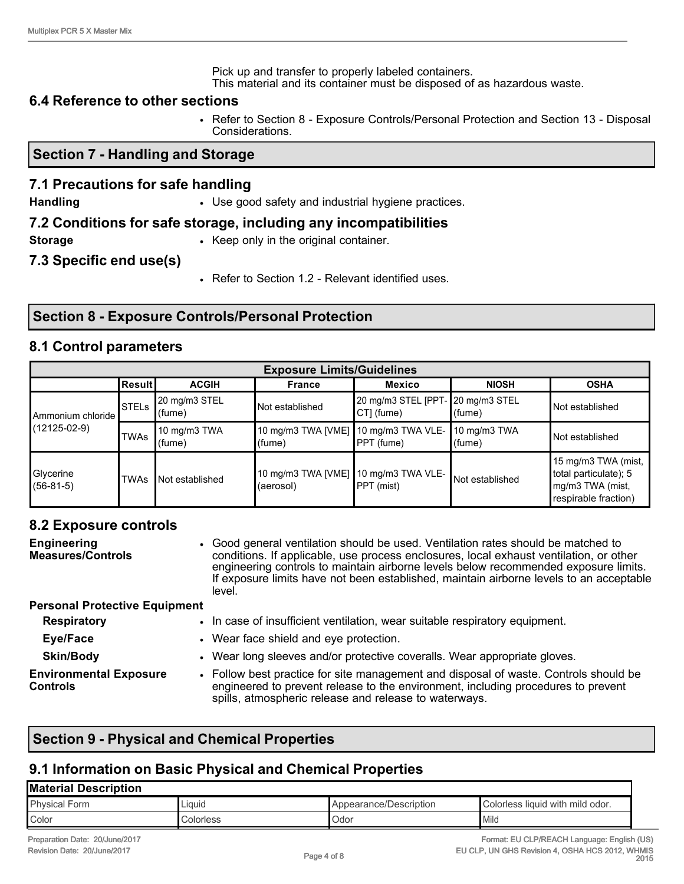Pick up and transfer to properly labeled containers.
This material and its container must be disposed of as hazardous waste.

### 6.4 Reference to other sections

- Refer to Section 8 - Exposure Controls/Personal Protection and Section 13 - Disposal Considerations.

## Section 7 - Handling and Storage

### 7.1 Precautions for safe handling

**Handling**
- Use good safety and industrial hygiene practices.

### 7.2 Conditions for safe storage, including any incompatibilities

**Storage**
- Keep only in the original container.

### 7.3 Specific end use(s)

- Refer to Section 1.2 - Relevant identified uses.

## Section 8 - Exposure Controls/Personal Protection

### 8.1 Control parameters

| Exposure Limits/Guidelines | | | | | | |
|---|---|---|---|---|---|---|
| | **Result** | **ACGIH** | **France** | **Mexico** | **NIOSH** | **OSHA** |
| Ammonium chloride (12125-02-9) | STELs | 20 mg/m3 STEL (fume) | Not established | 20 mg/m3 STEL [PPT-CT] (fume) | 20 mg/m3 STEL (fume) | Not established |
| | TWAs | 10 mg/m3 TWA (fume) | 10 mg/m3 TWA [VME] (fume) | 10 mg/m3 TWA VLE-PPT (fume) | 10 mg/m3 TWA (fume) | Not established |
| Glycerine (56-81-5) | TWAs | Not established | 10 mg/m3 TWA [VME] (aerosol) | 10 mg/m3 TWA VLE-PPT (mist) | Not established | 15 mg/m3 TWA (mist, total particulate); 5 mg/m3 TWA (mist, respirable fraction) |

### 8.2 Exposure controls

**Engineering Measures/Controls**
- Good general ventilation should be used. Ventilation rates should be matched to conditions. If applicable, use process enclosures, local exhaust ventilation, or other engineering controls to maintain airborne levels below recommended exposure limits. If exposure limits have not been established, maintain airborne levels to an acceptable level.

**Personal Protective Equipment**

**Respiratory**
- In case of insufficient ventilation, wear suitable respiratory equipment.

**Eye/Face**
- Wear face shield and eye protection.

**Skin/Body**
- Wear long sleeves and/or protective coveralls. Wear appropriate gloves.

**Environmental Exposure Controls**
- Follow best practice for site management and disposal of waste. Controls should be engineered to prevent release to the environment, including procedures to prevent spills, atmospheric release and release to waterways.

## Section 9 - Physical and Chemical Properties

### 9.1 Information on Basic Physical and Chemical Properties

| Material Description | | | |
|---|---|---|---|
| Physical Form | Liquid | Appearance/Description | Colorless liquid with mild odor. |
| Color | Colorless | Odor | Mild |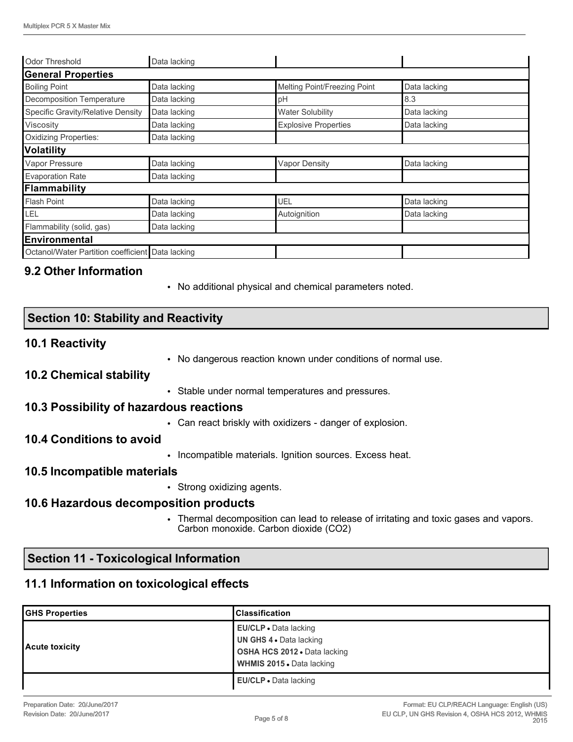| Odor Threshold | Data lacking | | |
|---|---|---|---|
| **General Properties** | | | |
| Boiling Point | Data lacking | Melting Point/Freezing Point | Data lacking |
| Decomposition Temperature | Data lacking | pH | 8.3 |
| Specific Gravity/Relative Density | Data lacking | Water Solubility | Data lacking |
| Viscosity | Data lacking | Explosive Properties | Data lacking |
| Oxidizing Properties: | Data lacking | | |
| **Volatility** | | | |
| Vapor Pressure | Data lacking | Vapor Density | Data lacking |
| Evaporation Rate | Data lacking | | |
| **Flammability** | | | |
| Flash Point | Data lacking | UEL | Data lacking |
| LEL | Data lacking | Autoignition | Data lacking |
| Flammability (solid, gas) | Data lacking | | |
| **Environmental** | | | |
| Octanol/Water Partition coefficient | Data lacking | | |

### 9.2 Other Information

- No additional physical and chemical parameters noted.

## Section 10: Stability and Reactivity

### 10.1 Reactivity

- No dangerous reaction known under conditions of normal use.

### 10.2 Chemical stability

- Stable under normal temperatures and pressures.

### 10.3 Possibility of hazardous reactions

- Can react briskly with oxidizers - danger of explosion.

### 10.4 Conditions to avoid

- Incompatible materials. Ignition sources. Excess heat.

### 10.5 Incompatible materials

- Strong oxidizing agents.

### 10.6 Hazardous decomposition products

- Thermal decomposition can lead to release of irritating and toxic gases and vapors. Carbon monoxide. Carbon dioxide ($CO_2$)

## Section 11 - Toxicological Information

### 11.1 Information on toxicological effects

| GHS Properties | Classification |
|---|---|
| Acute toxicity | **EU/CLP** • Data lacking<br>**UN GHS 4** • Data lacking<br>**OSHA HCS 2012** • Data lacking<br>**WHMIS 2015** • Data lacking |
| | **EU/CLP** • Data lacking |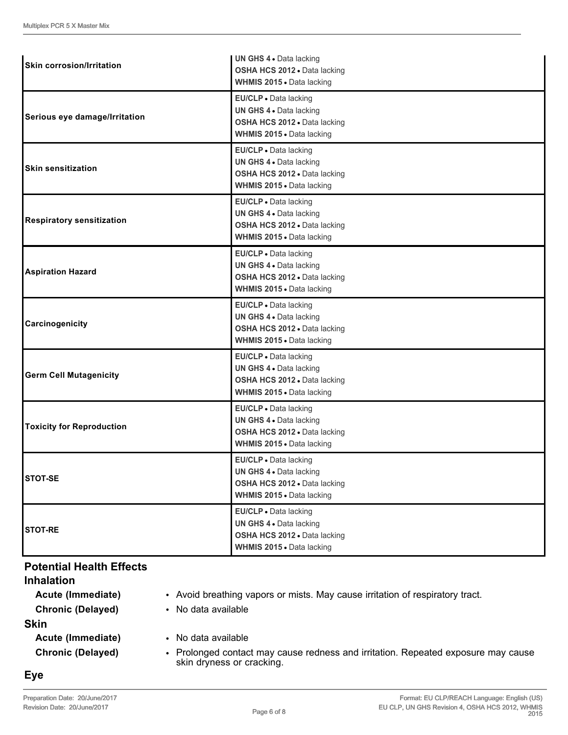| | |
|---|---|
| **Skin corrosion/Irritation** | **UN GHS 4** • Data lacking<br>**OSHA HCS 2012** • Data lacking<br>**WHMIS 2015** • Data lacking |
| **Serious eye damage/Irritation** | **EU/CLP** • Data lacking<br>**UN GHS 4** • Data lacking<br>**OSHA HCS 2012** • Data lacking<br>**WHMIS 2015** • Data lacking |
| **Skin sensitization** | **EU/CLP** • Data lacking<br>**UN GHS 4** • Data lacking<br>**OSHA HCS 2012** • Data lacking<br>**WHMIS 2015** • Data lacking |
| **Respiratory sensitization** | **EU/CLP** • Data lacking<br>**UN GHS 4** • Data lacking<br>**OSHA HCS 2012** • Data lacking<br>**WHMIS 2015** • Data lacking |
| **Aspiration Hazard** | **EU/CLP** • Data lacking<br>**UN GHS 4** • Data lacking<br>**OSHA HCS 2012** • Data lacking<br>**WHMIS 2015** • Data lacking |
| **Carcinogenicity** | **EU/CLP** • Data lacking<br>**UN GHS 4** • Data lacking<br>**OSHA HCS 2012** • Data lacking<br>**WHMIS 2015** • Data lacking |
| **Germ Cell Mutagenicity** | **EU/CLP** • Data lacking<br>**UN GHS 4** • Data lacking<br>**OSHA HCS 2012** • Data lacking<br>**WHMIS 2015** • Data lacking |
| **Toxicity for Reproduction** | **EU/CLP** • Data lacking<br>**UN GHS 4** • Data lacking<br>**OSHA HCS 2012** • Data lacking<br>**WHMIS 2015** • Data lacking |
| **STOT-SE** | **EU/CLP** • Data lacking<br>**UN GHS 4** • Data lacking<br>**OSHA HCS 2012** • Data lacking<br>**WHMIS 2015** • Data lacking |
| **STOT-RE** | **EU/CLP** • Data lacking<br>**UN GHS 4** • Data lacking<br>**OSHA HCS 2012** • Data lacking<br>**WHMIS 2015** • Data lacking |

## Potential Health Effects

### Inhalation

**Acute (Immediate)**
- Avoid breathing vapors or mists. May cause irritation of respiratory tract.

**Chronic (Delayed)**
- No data available

### Skin

**Acute (Immediate)**
- No data available

**Chronic (Delayed)**
- Prolonged contact may cause redness and irritation. Repeated exposure may cause skin dryness or cracking.

### Eye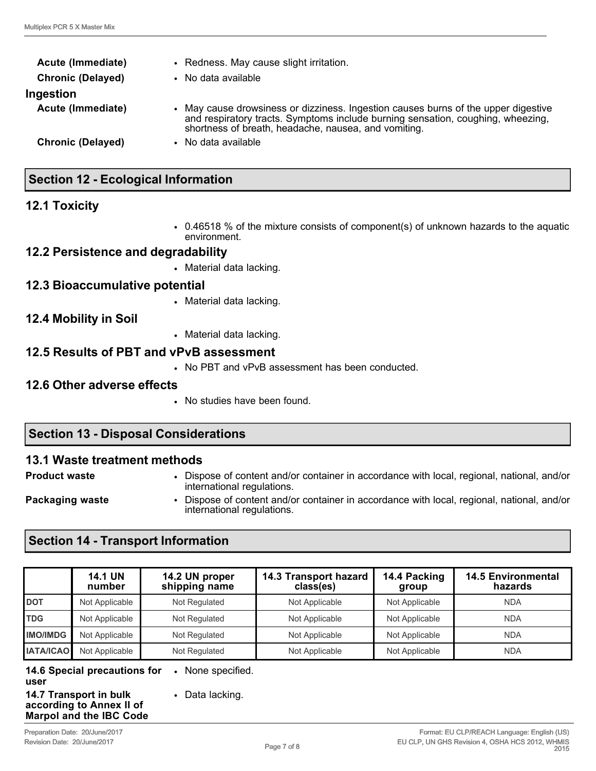**Acute (Immediate)**
- Redness. May cause slight irritation.

**Chronic (Delayed)**
- No data available

**Ingestion**

**Acute (Immediate)**
- May cause drowsiness or dizziness. Ingestion causes burns of the upper digestive and respiratory tracts. Symptoms include burning sensation, coughing, wheezing, shortness of breath, headache, nausea, and vomiting.

**Chronic (Delayed)**
- No data available

## Section 12 - Ecological Information

### 12.1 Toxicity

- 0.46518 % of the mixture consists of component(s) of unknown hazards to the aquatic environment.

### 12.2 Persistence and degradability

- Material data lacking.

### 12.3 Bioaccumulative potential

- Material data lacking.

### 12.4 Mobility in Soil

- Material data lacking.

### 12.5 Results of PBT and vPvB assessment

- No PBT and vPvB assessment has been conducted.

### 12.6 Other adverse effects

- No studies have been found.

## Section 13 - Disposal Considerations

### 13.1 Waste treatment methods

**Product waste**
- Dispose of content and/or container in accordance with local, regional, national, and/or international regulations.

**Packaging waste**
- Dispose of content and/or container in accordance with local, regional, national, and/or international regulations.

## Section 14 - Transport Information

| | 14.1 UN number | 14.2 UN proper shipping name | 14.3 Transport hazard class(es) | 14.4 Packing group | 14.5 Environmental hazards |
|---|---|---|---|---|---|
| **DOT** | Not Applicable | Not Regulated | Not Applicable | Not Applicable | NDA |
| **TDG** | Not Applicable | Not Regulated | Not Applicable | Not Applicable | NDA |
| **IMO/IMDG** | Not Applicable | Not Regulated | Not Applicable | Not Applicable | NDA |
| **IATA/ICAO** | Not Applicable | Not Regulated | Not Applicable | Not Applicable | NDA |

**14.6 Special precautions for user**
- None specified.

**14.7 Transport in bulk according to Annex II of Marpol and the IBC Code**
- Data lacking.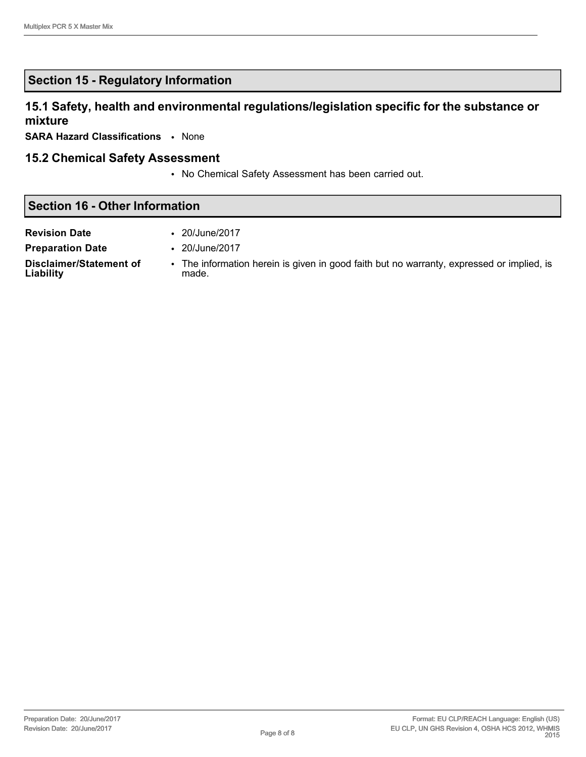## Section 15 - Regulatory Information

### 15.1 Safety, health and environmental regulations/legislation specific for the substance or mixture

**SARA Hazard Classifications** • None

### 15.2 Chemical Safety Assessment

• No Chemical Safety Assessment has been carried out.

## Section 16 - Other Information

| | |
|---|---|
| **Revision Date** | • 20/June/2017 |
| **Preparation Date** | • 20/June/2017 |
| **Disclaimer/Statement of Liability** | • The information herein is given in good faith but no warranty, expressed or implied, is made. |